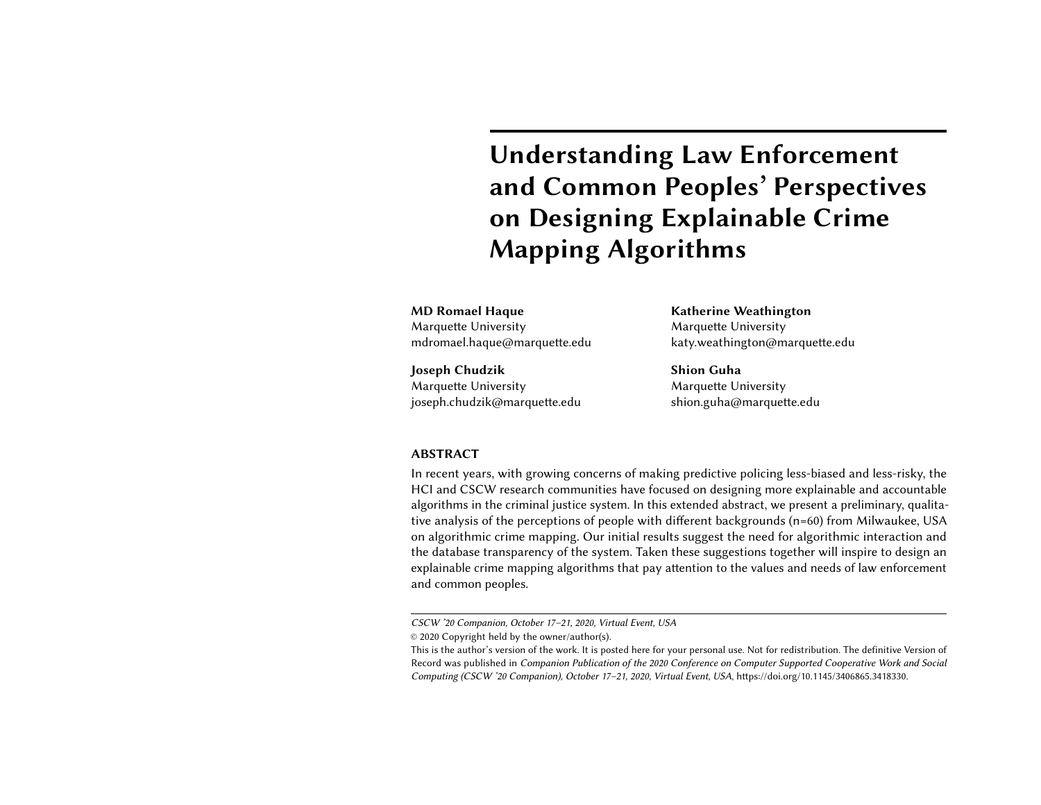# Understanding Law Enforcement and Common Peoples' Perspectives on Designing Explainable Crime Mapping Algorithms

**MD Romael Haque**
Marquette University
mdromael.haque@marquette.edu

**Katherine Weathington**
Marquette University
katy.weathington@marquette.edu

**Joseph Chudzik**
Marquette University
joseph.chudzik@marquette.edu

**Shion Guha**
Marquette University
shion.guha@marquette.edu

## ABSTRACT

In recent years, with growing concerns of making predictive policing less-biased and less-risky, the HCI and CSCW research communities have focused on designing more explainable and accountable algorithms in the criminal justice system. In this extended abstract, we present a preliminary, qualitative analysis of the perceptions of people with different backgrounds (n=60) from Milwaukee, USA on algorithmic crime mapping. Our initial results suggest the need for algorithmic interaction and the database transparency of the system. Taken these suggestions together will inspire to design an explainable crime mapping algorithms that pay attention to the values and needs of law enforcement and common peoples.

---

*CSCW '20 Companion, October 17–21, 2020, Virtual Event, USA*
© 2020 Copyright held by the owner/author(s).
This is the author's version of the work. It is posted here for your personal use. Not for redistribution. The definitive Version of Record was published in *Companion Publication of the 2020 Conference on Computer Supported Cooperative Work and Social Computing (CSCW '20 Companion), October 17–21, 2020, Virtual Event, USA*, https://doi.org/10.1145/3406865.3418330.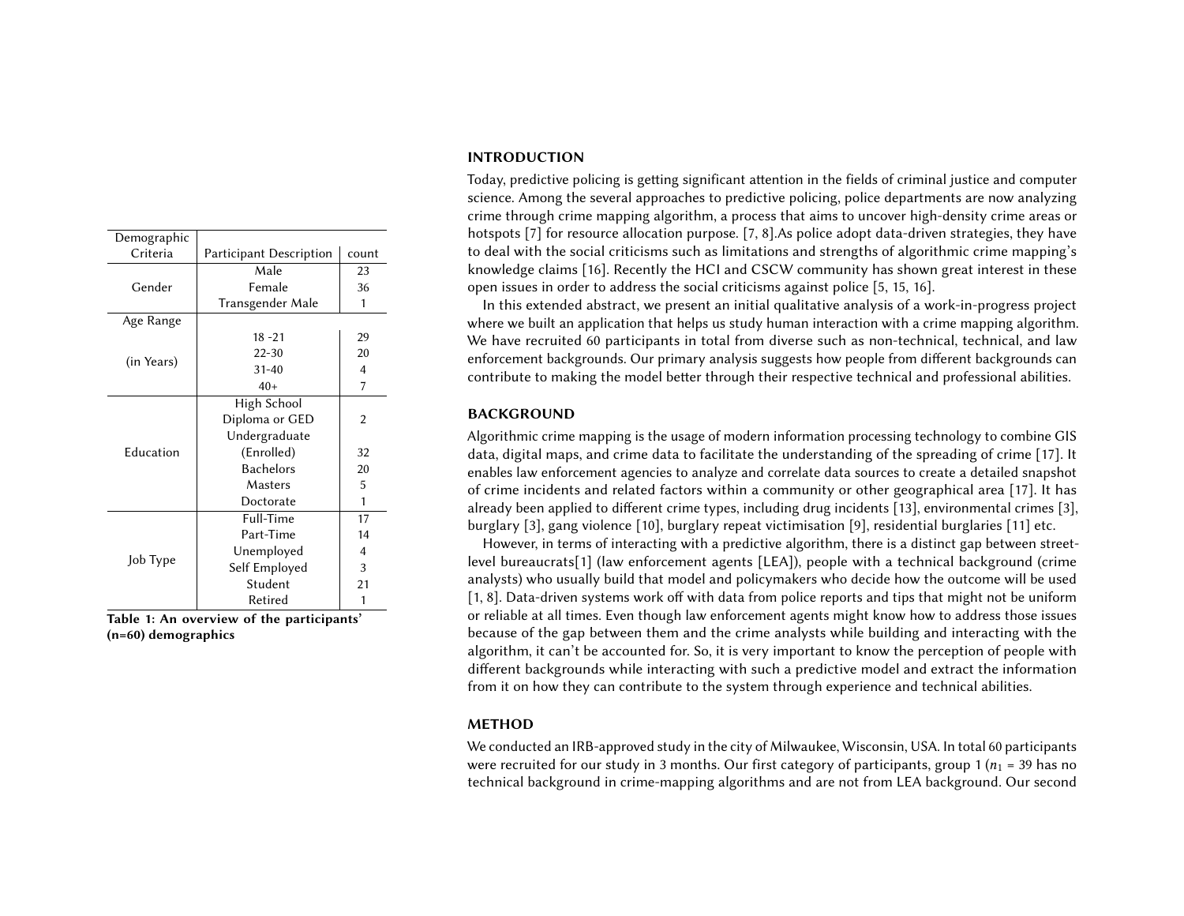| Demographic Criteria | Participant Description | count |
|---|---|---|
| Gender | Male | 23 |
| | Female | 36 |
| | Transgender Male | 1 |
| Age Range (in Years) | 18 -21 | 29 |
| | 22-30 | 20 |
| | 31-40 | 4 |
| | 40+ | 7 |
| Education | High School Diploma or GED | 2 |
| | Undergraduate (Enrolled) | 32 |
| | Bachelors | 20 |
| | Masters | 5 |
| | Doctorate | 1 |
| Job Type | Full-Time | 17 |
| | Part-Time | 14 |
| | Unemployed | 4 |
| | Self Employed | 3 |
| | Student | 21 |
| | Retired | 1 |

**Table 1: An overview of the participants' (n=60) demographics**

## INTRODUCTION

Today, predictive policing is getting significant attention in the fields of criminal justice and computer science. Among the several approaches to predictive policing, police departments are now analyzing crime through crime mapping algorithm, a process that aims to uncover high-density crime areas or hotspots [7] for resource allocation purpose. [7, 8].As police adopt data-driven strategies, they have to deal with the social criticisms such as limitations and strengths of algorithmic crime mapping's knowledge claims [16]. Recently the HCI and CSCW community has shown great interest in these open issues in order to address the social criticisms against police [5, 15, 16].

In this extended abstract, we present an initial qualitative analysis of a work-in-progress project where we built an application that helps us study human interaction with a crime mapping algorithm. We have recruited 60 participants in total from diverse such as non-technical, technical, and law enforcement backgrounds. Our primary analysis suggests how people from different backgrounds can contribute to making the model better through their respective technical and professional abilities.

## BACKGROUND

Algorithmic crime mapping is the usage of modern information processing technology to combine GIS data, digital maps, and crime data to facilitate the understanding of the spreading of crime [17]. It enables law enforcement agencies to analyze and correlate data sources to create a detailed snapshot of crime incidents and related factors within a community or other geographical area [17]. It has already been applied to different crime types, including drug incidents [13], environmental crimes [3], burglary [3], gang violence [10], burglary repeat victimisation [9], residential burglaries [11] etc.

However, in terms of interacting with a predictive algorithm, there is a distinct gap between street-level bureaucrats[1] (law enforcement agents [LEA]), people with a technical background (crime analysts) who usually build that model and policymakers who decide how the outcome will be used [1, 8]. Data-driven systems work off with data from police reports and tips that might not be uniform or reliable at all times. Even though law enforcement agents might know how to address those issues because of the gap between them and the crime analysts while building and interacting with the algorithm, it can't be accounted for. So, it is very important to know the perception of people with different backgrounds while interacting with such a predictive model and extract the information from it on how they can contribute to the system through experience and technical abilities.

## METHOD

We conducted an IRB-approved study in the city of Milwaukee, Wisconsin, USA. In total 60 participants were recruited for our study in 3 months. Our first category of participants, group 1 ($n_1$ = 39 has no technical background in crime-mapping algorithms and are not from LEA background. Our second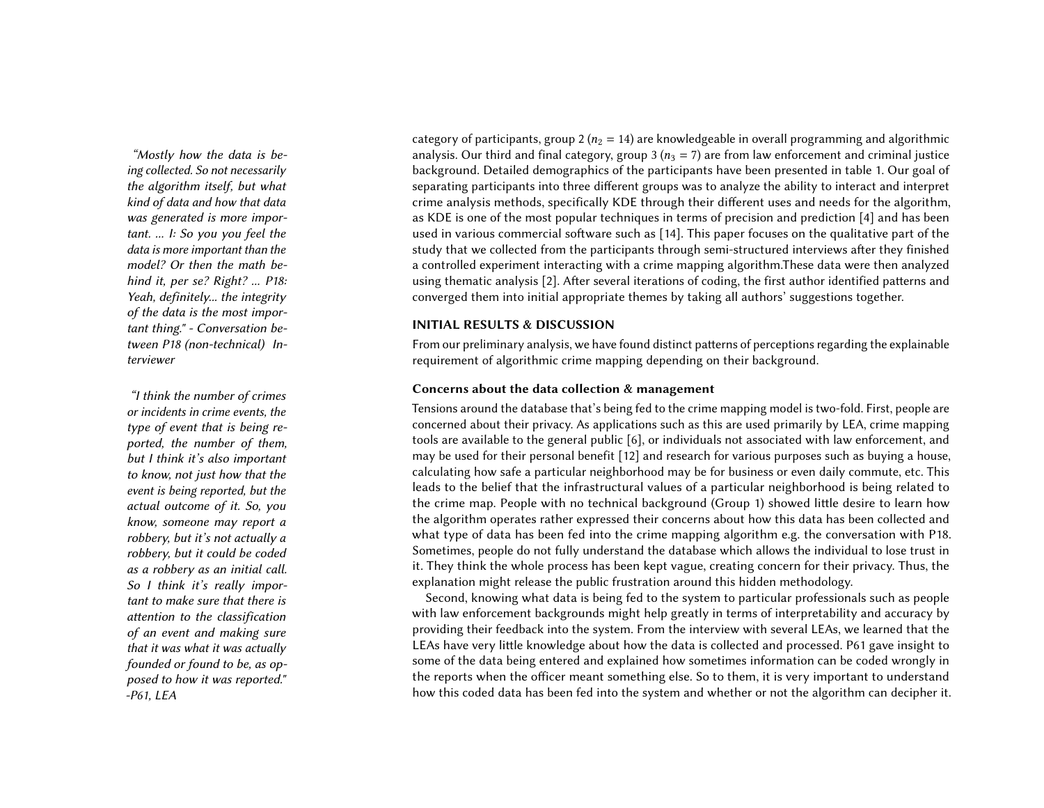category of participants, group 2 ($n_2 = 14$) are knowledgeable in overall programming and algorithmic analysis. Our third and final category, group 3 ($n_3 = 7$) are from law enforcement and criminal justice background. Detailed demographics of the participants have been presented in table 1. Our goal of separating participants into three different groups was to analyze the ability to interact and interpret crime analysis methods, specifically KDE through their different uses and needs for the algorithm, as KDE is one of the most popular techniques in terms of precision and prediction [4] and has been used in various commercial software such as [14]. This paper focuses on the qualitative part of the study that we collected from the participants through semi-structured interviews after they finished a controlled experiment interacting with a crime mapping algorithm.These data were then analyzed using thematic analysis [2]. After several iterations of coding, the first author identified patterns and converged them into initial appropriate themes by taking all authors' suggestions together.

## INITIAL RESULTS & DISCUSSION

From our preliminary analysis, we have found distinct patterns of perceptions regarding the explainable requirement of algorithmic crime mapping depending on their background.

### Concerns about the data collection & management

*"Mostly how the data is being collected. So not necessarily the algorithm itself, but what kind of data and how that data was generated is more important. ... I: So you you feel the data is more important than the model? Or then the math behind it, per se? Right? ... P18: Yeah, definitely... the integrity of the data is the most important thing." - Conversation between P18 (non-technical) Interviewer*

*"I think the number of crimes or incidents in crime events, the type of event that is being reported, the number of them, but I think it's also important to know, not just how that the event is being reported, but the actual outcome of it. So, you know, someone may report a robbery, but it's not actually a robbery, but it could be coded as a robbery as an initial call. So I think it's really important to make sure that there is attention to the classification of an event and making sure that it was what it was actually founded or found to be, as opposed to how it was reported." -P61, LEA*

Tensions around the database that's being fed to the crime mapping model is two-fold. First, people are concerned about their privacy. As applications such as this are used primarily by LEA, crime mapping tools are available to the general public [6], or individuals not associated with law enforcement, and may be used for their personal benefit [12] and research for various purposes such as buying a house, calculating how safe a particular neighborhood may be for business or even daily commute, etc. This leads to the belief that the infrastructural values of a particular neighborhood is being related to the crime map. People with no technical background (Group 1) showed little desire to learn how the algorithm operates rather expressed their concerns about how this data has been collected and what type of data has been fed into the crime mapping algorithm e.g. the conversation with P18. Sometimes, people do not fully understand the database which allows the individual to lose trust in it. They think the whole process has been kept vague, creating concern for their privacy. Thus, the explanation might release the public frustration around this hidden methodology.

Second, knowing what data is being fed to the system to particular professionals such as people with law enforcement backgrounds might help greatly in terms of interpretability and accuracy by providing their feedback into the system. From the interview with several LEAs, we learned that the LEAs have very little knowledge about how the data is collected and processed. P61 gave insight to some of the data being entered and explained how sometimes information can be coded wrongly in the reports when the officer meant something else. So to them, it is very important to understand how this coded data has been fed into the system and whether or not the algorithm can decipher it.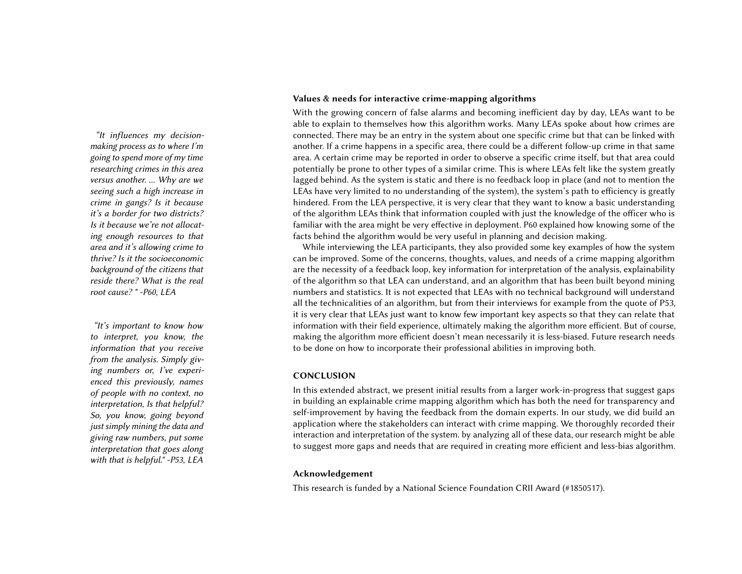### Values & needs for interactive crime-mapping algorithms

With the growing concern of false alarms and becoming inefficient day by day, LEAs want to be able to explain to themselves how this algorithm works. Many LEAs spoke about how crimes are connected. There may be an entry in the system about one specific crime but that can be linked with another. If a crime happens in a specific area, there could be a different follow-up crime in that same area. A certain crime may be reported in order to observe a specific crime itself, but that area could potentially be prone to other types of a similar crime. This is where LEAs felt like the system greatly lagged behind. As the system is static and there is no feedback loop in place (and not to mention the LEAs have very limited to no understanding of the system), the system's path to efficiency is greatly hindered. From the LEA perspective, it is very clear that they want to know a basic understanding of the algorithm LEAs think that information coupled with just the knowledge of the officer who is familiar with the area might be very effective in deployment. P60 explained how knowing some of the facts behind the algorithm would be very useful in planning and decision making.

*"It influences my decision-making process as to where I'm going to spend more of my time researching crimes in this area versus another. ... Why are we seeing such a high increase in crime in gangs? Is it because it's a border for two districts? Is it because we're not allocating enough resources to that area and it's allowing crime to thrive? Is it the socioeconomic background of the citizens that reside there? What is the real root cause? " -P60, LEA*

While interviewing the LEA participants, they also provided some key examples of how the system can be improved. Some of the concerns, thoughts, values, and needs of a crime mapping algorithm are the necessity of a feedback loop, key information for interpretation of the analysis, explainability of the algorithm so that LEA can understand, and an algorithm that has been built beyond mining numbers and statistics. It is not expected that LEAs with no technical background will understand all the technicalities of an algorithm, but from their interviews for example from the quote of P53, it is very clear that LEAs just want to know few important key aspects so that they can relate that information with their field experience, ultimately making the algorithm more efficient. But of course, making the algorithm more efficient doesn't mean necessarily it is less-biased. Future research needs to be done on how to incorporate their professional abilities in improving both.

*"It's important to know how to interpret, you know, the information that you receive from the analysis. Simply giving numbers or, I've experienced this previously, names of people with no context, no interpretation, Is that helpful? So, you know, going beyond just simply mining the data and giving raw numbers, put some interpretation that goes along with that is helpful." -P53, LEA*

## CONCLUSION

In this extended abstract, we present initial results from a larger work-in-progress that suggest gaps in building an explainable crime mapping algorithm which has both the need for transparency and self-improvement by having the feedback from the domain experts. In our study, we did build an application where the stakeholders can interact with crime mapping. We thoroughly recorded their interaction and interpretation of the system. by analyzing all of these data, our research might be able to suggest more gaps and needs that are required in creating more efficient and less-bias algorithm.

### Acknowledgement

This research is funded by a National Science Foundation CRII Award (#1850517).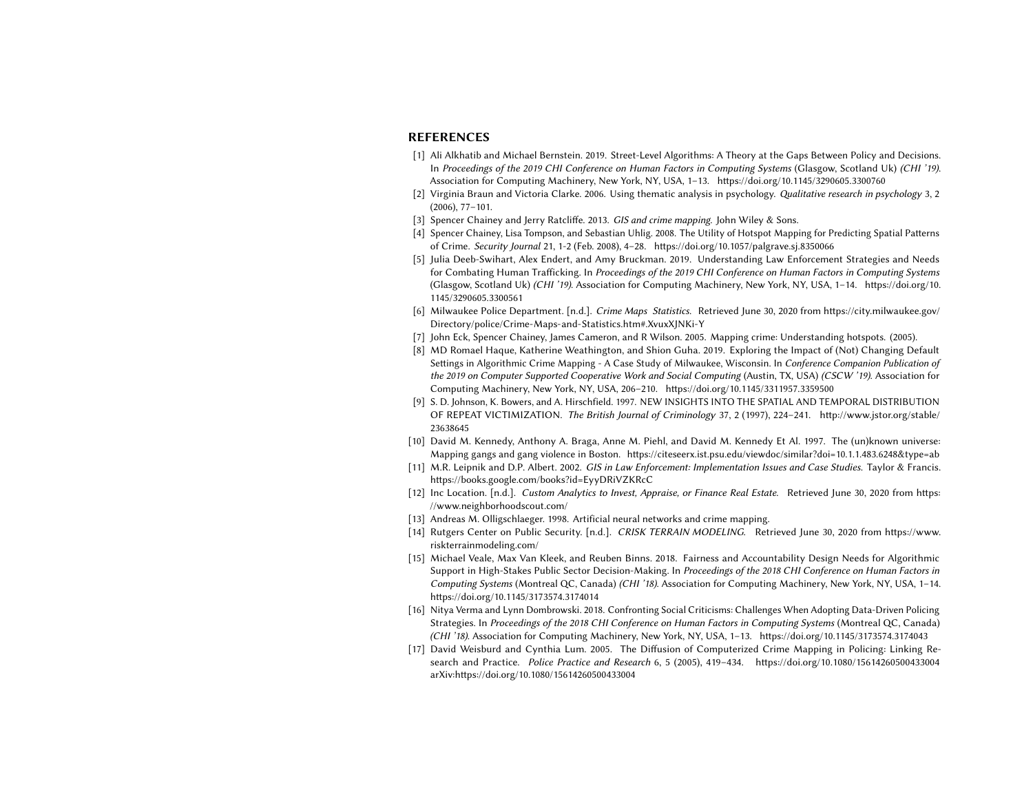## REFERENCES

[1] Ali Alkhatib and Michael Bernstein. 2019. Street-Level Algorithms: A Theory at the Gaps Between Policy and Decisions. In *Proceedings of the 2019 CHI Conference on Human Factors in Computing Systems* (Glasgow, Scotland Uk) *(CHI '19)*. Association for Computing Machinery, New York, NY, USA, 1–13. https://doi.org/10.1145/3290605.3300760

[2] Virginia Braun and Victoria Clarke. 2006. Using thematic analysis in psychology. *Qualitative research in psychology* 3, 2 (2006), 77–101.

[3] Spencer Chainey and Jerry Ratcliffe. 2013. *GIS and crime mapping.* John Wiley & Sons.

[4] Spencer Chainey, Lisa Tompson, and Sebastian Uhlig. 2008. The Utility of Hotspot Mapping for Predicting Spatial Patterns of Crime. *Security Journal* 21, 1-2 (Feb. 2008), 4–28. https://doi.org/10.1057/palgrave.sj.8350066

[5] Julia Deeb-Swihart, Alex Endert, and Amy Bruckman. 2019. Understanding Law Enforcement Strategies and Needs for Combating Human Trafficking. In *Proceedings of the 2019 CHI Conference on Human Factors in Computing Systems* (Glasgow, Scotland Uk) *(CHI '19)*. Association for Computing Machinery, New York, NY, USA, 1–14. https://doi.org/10.1145/3290605.3300561

[6] Milwaukee Police Department. [n.d.]. *Crime Maps Statistics.* Retrieved June 30, 2020 from https://city.milwaukee.gov/Directory/police/Crime-Maps-and-Statistics.htm#.XvuxXJNKi-Y

[7] John Eck, Spencer Chainey, James Cameron, and R Wilson. 2005. Mapping crime: Understanding hotspots. (2005).

[8] MD Romael Haque, Katherine Weathington, and Shion Guha. 2019. Exploring the Impact of (Not) Changing Default Settings in Algorithmic Crime Mapping - A Case Study of Milwaukee, Wisconsin. In *Conference Companion Publication of the 2019 on Computer Supported Cooperative Work and Social Computing* (Austin, TX, USA) *(CSCW '19)*. Association for Computing Machinery, New York, NY, USA, 206–210. https://doi.org/10.1145/3311957.3359500

[9] S. D. Johnson, K. Bowers, and A. Hirschfield. 1997. NEW INSIGHTS INTO THE SPATIAL AND TEMPORAL DISTRIBUTION OF REPEAT VICTIMIZATION. *The British Journal of Criminology* 37, 2 (1997), 224–241. http://www.jstor.org/stable/23638645

[10] David M. Kennedy, Anthony A. Braga, Anne M. Piehl, and David M. Kennedy Et Al. 1997. The (un)known universe: Mapping gangs and gang violence in Boston. https://citeseerx.ist.psu.edu/viewdoc/similar?doi=10.1.1.483.6248&type=ab

[11] M.R. Leipnik and D.P. Albert. 2002. *GIS in Law Enforcement: Implementation Issues and Case Studies.* Taylor & Francis. https://books.google.com/books?id=EyyDRiVZKRcC

[12] Inc Location. [n.d.]. *Custom Analytics to Invest, Appraise, or Finance Real Estate.* Retrieved June 30, 2020 from https://www.neighborhoodscout.com/

[13] Andreas M. Olligschlaeger. 1998. Artificial neural networks and crime mapping.

[14] Rutgers Center on Public Security. [n.d.]. *CRISK TERRAIN MODELING.* Retrieved June 30, 2020 from https://www.riskterrainmodeling.com/

[15] Michael Veale, Max Van Kleek, and Reuben Binns. 2018. Fairness and Accountability Design Needs for Algorithmic Support in High-Stakes Public Sector Decision-Making. In *Proceedings of the 2018 CHI Conference on Human Factors in Computing Systems* (Montreal QC, Canada) *(CHI '18)*. Association for Computing Machinery, New York, NY, USA, 1–14. https://doi.org/10.1145/3173574.3174014

[16] Nitya Verma and Lynn Dombrowski. 2018. Confronting Social Criticisms: Challenges When Adopting Data-Driven Policing Strategies. In *Proceedings of the 2018 CHI Conference on Human Factors in Computing Systems* (Montreal QC, Canada) *(CHI '18)*. Association for Computing Machinery, New York, NY, USA, 1–13. https://doi.org/10.1145/3173574.3174043

[17] David Weisburd and Cynthia Lum. 2005. The Diffusion of Computerized Crime Mapping in Policing: Linking Research and Practice. *Police Practice and Research* 6, 5 (2005), 419–434. https://doi.org/10.1080/15614260500433004 arXiv:https://doi.org/10.1080/15614260500433004